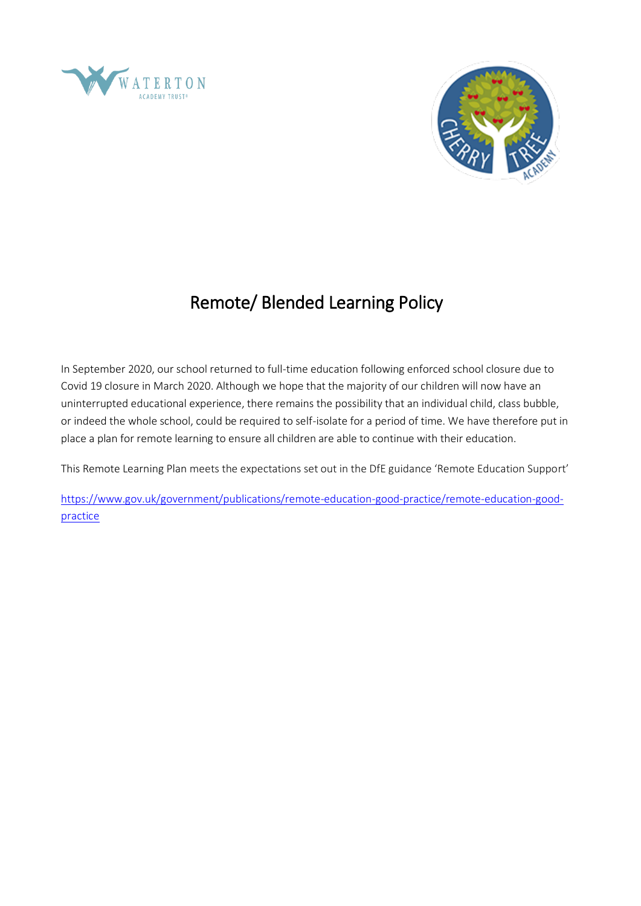# Remote/ Blended Learning Policy

In September 2020, our school returned to full-time education following enforced school closure due to Covid 19 closure in March 2020. Although we hope that the majority of our children will now have an uninterrupted educational experience, there remains the possibility that an individual child, class bubble, or indeed the whole school, could be required to self-isolate for a period of time. We have therefore put in place a plan for remote learning to ensure all children are able to continue with their education.

This Remote Learning Plan meets the expectations set out in the DfE guidance 'Remote Education Support'

https://www.gov.uk/government/publications/remote-education-good-practice/remote-education-good-practice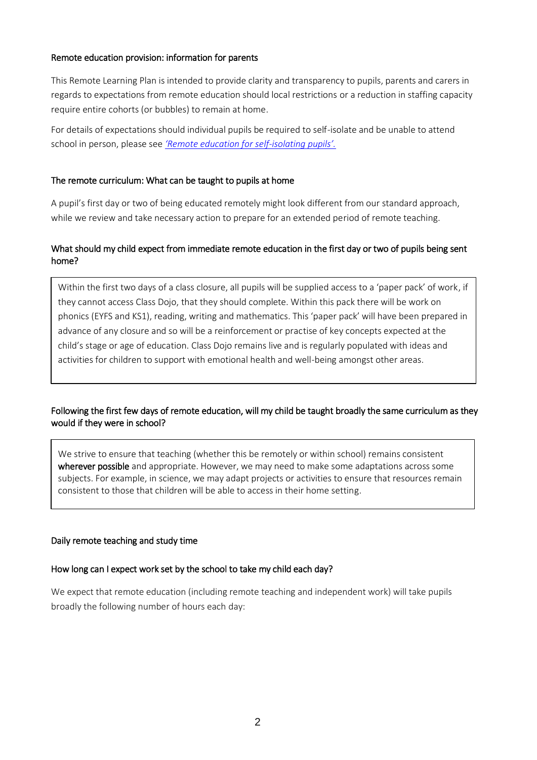## Remote education provision: information for parents

This Remote Learning Plan is intended to provide clarity and transparency to pupils, parents and carers in regards to expectations from remote education should local restrictions or a reduction in staffing capacity require entire cohorts (or bubbles) to remain at home.

For details of expectations should individual pupils be required to self-isolate and be unable to attend school in person, please see *'Remote education for self-isolating pupils'.*

## The remote curriculum: What can be taught to pupils at home

A pupil's first day or two of being educated remotely might look different from our standard approach, while we review and take necessary action to prepare for an extended period of remote teaching.

### What should my child expect from immediate remote education in the first day or two of pupils being sent home?

Within the first two days of a class closure, all pupils will be supplied access to a 'paper pack' of work, if they cannot access Class Dojo, that they should complete. Within this pack there will be work on phonics (EYFS and KS1), reading, writing and mathematics. This 'paper pack' will have been prepared in advance of any closure and so will be a reinforcement or practise of key concepts expected at the child's stage or age of education. Class Dojo remains live and is regularly populated with ideas and activities for children to support with emotional health and well-being amongst other areas.

### Following the first few days of remote education, will my child be taught broadly the same curriculum as they would if they were in school?

We strive to ensure that teaching (whether this be remotely or within school) remains consistent **wherever possible** and appropriate. However, we may need to make some adaptations across some subjects. For example, in science, we may adapt projects or activities to ensure that resources remain consistent to those that children will be able to access in their home setting.

## Daily remote teaching and study time

### How long can I expect work set by the school to take my child each day?

We expect that remote education (including remote teaching and independent work) will take pupils broadly the following number of hours each day: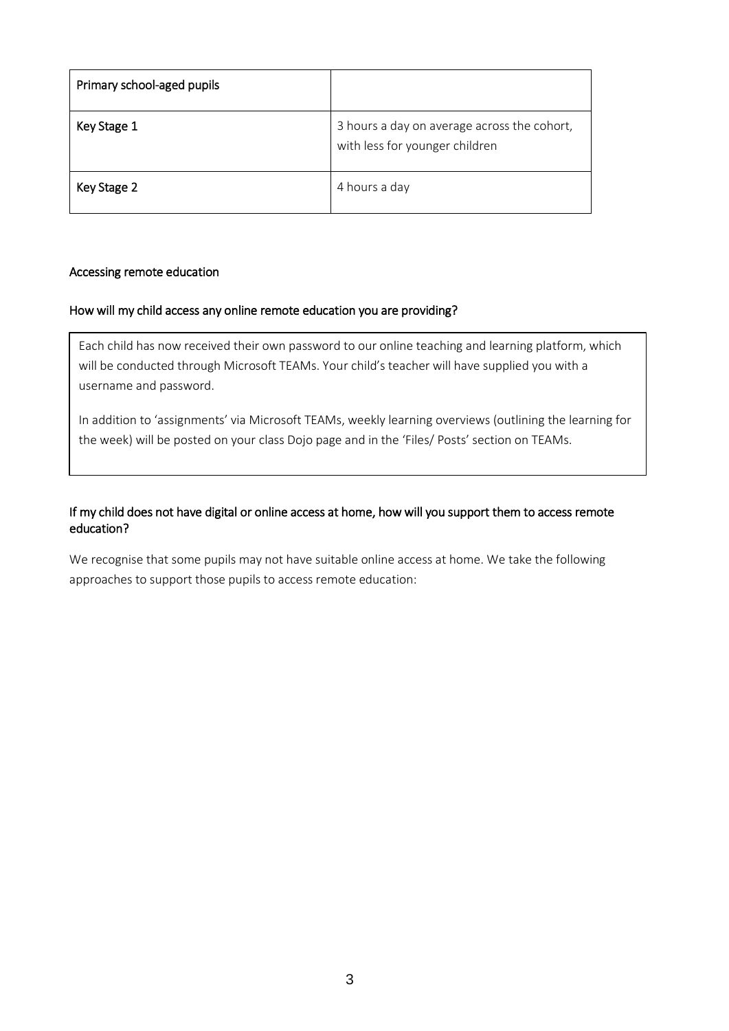| Primary school-aged pupils | |
|---|---|
| Key Stage 1 | 3 hours a day on average across the cohort, with less for younger children |
| Key Stage 2 | 4 hours a day |

### Accessing remote education

### How will my child access any online remote education you are providing?

Each child has now received their own password to our online teaching and learning platform, which will be conducted through Microsoft TEAMs. Your child's teacher will have supplied you with a username and password.

In addition to 'assignments' via Microsoft TEAMs, weekly learning overviews (outlining the learning for the week) will be posted on your class Dojo page and in the 'Files/ Posts' section on TEAMs.

### If my child does not have digital or online access at home, how will you support them to access remote education?

We recognise that some pupils may not have suitable online access at home. We take the following approaches to support those pupils to access remote education: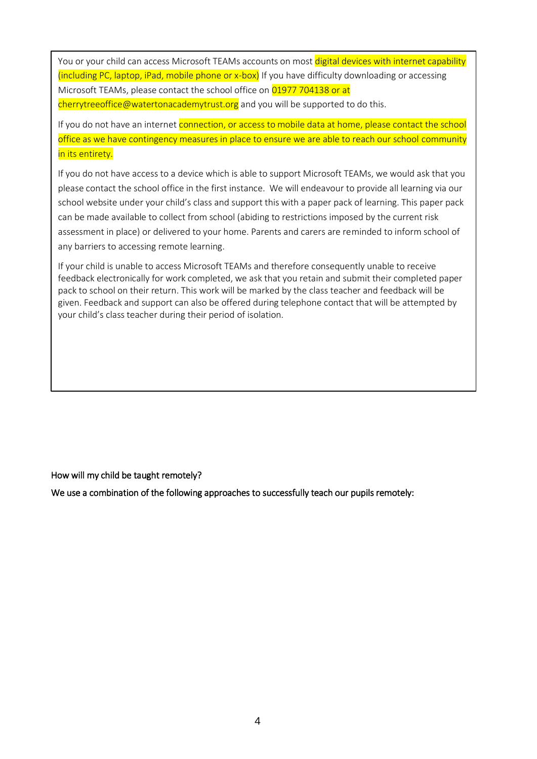You or your child can access Microsoft TEAMs accounts on most digital devices with internet capability (including PC, laptop, iPad, mobile phone or x-box) If you have difficulty downloading or accessing Microsoft TEAMs, please contact the school office on 01977 704138 or at cherrytreeoffice@watertonacademytrust.org and you will be supported to do this.

If you do not have an internet connection, or access to mobile data at home, please contact the school office as we have contingency measures in place to ensure we are able to reach our school community in its entirety.

If you do not have access to a device which is able to support Microsoft TEAMs, we would ask that you please contact the school office in the first instance. We will endeavour to provide all learning via our school website under your child's class and support this with a paper pack of learning. This paper pack can be made available to collect from school (abiding to restrictions imposed by the current risk assessment in place) or delivered to your home. Parents and carers are reminded to inform school of any barriers to accessing remote learning.

If your child is unable to access Microsoft TEAMs and therefore consequently unable to receive feedback electronically for work completed, we ask that you retain and submit their completed paper pack to school on their return. This work will be marked by the class teacher and feedback will be given. Feedback and support can also be offered during telephone contact that will be attempted by your child's class teacher during their period of isolation.

### How will my child be taught remotely?

**We use a combination of the following approaches to successfully teach our pupils remotely:**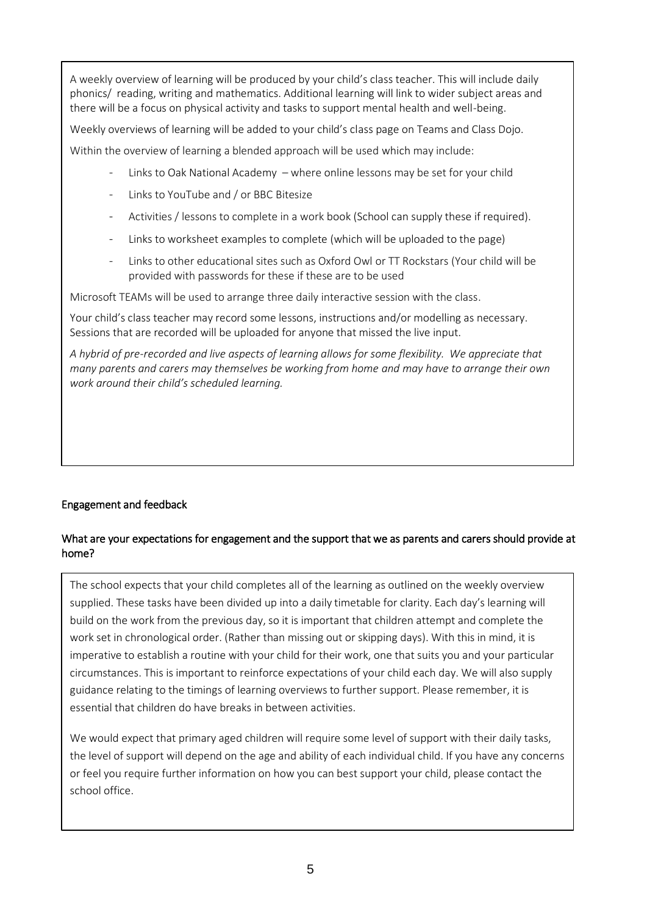A weekly overview of learning will be produced by your child's class teacher. This will include daily phonics/ reading, writing and mathematics. Additional learning will link to wider subject areas and there will be a focus on physical activity and tasks to support mental health and well-being.

Weekly overviews of learning will be added to your child's class page on Teams and Class Dojo.

Within the overview of learning a blended approach will be used which may include:

- Links to Oak National Academy – where online lessons may be set for your child
- Links to YouTube and / or BBC Bitesize
- Activities / lessons to complete in a work book (School can supply these if required).
- Links to worksheet examples to complete (which will be uploaded to the page)
- Links to other educational sites such as Oxford Owl or TT Rockstars (Your child will be provided with passwords for these if these are to be used

Microsoft TEAMs will be used to arrange three daily interactive session with the class.

Your child's class teacher may record some lessons, instructions and/or modelling as necessary. Sessions that are recorded will be uploaded for anyone that missed the live input.

*A hybrid of pre-recorded and live aspects of learning allows for some flexibility. We appreciate that many parents and carers may themselves be working from home and may have to arrange their own work around their child's scheduled learning.*

## Engagement and feedback

### What are your expectations for engagement and the support that we as parents and carers should provide at home?

The school expects that your child completes all of the learning as outlined on the weekly overview supplied. These tasks have been divided up into a daily timetable for clarity. Each day's learning will build on the work from the previous day, so it is important that children attempt and complete the work set in chronological order. (Rather than missing out or skipping days). With this in mind, it is imperative to establish a routine with your child for their work, one that suits you and your particular circumstances. This is important to reinforce expectations of your child each day. We will also supply guidance relating to the timings of learning overviews to further support. Please remember, it is essential that children do have breaks in between activities.

We would expect that primary aged children will require some level of support with their daily tasks, the level of support will depend on the age and ability of each individual child. If you have any concerns or feel you require further information on how you can best support your child, please contact the school office.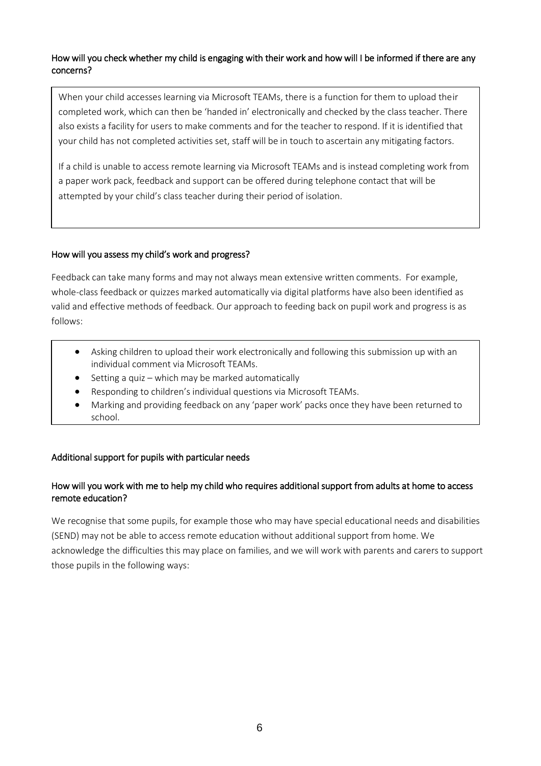### How will you check whether my child is engaging with their work and how will I be informed if there are any concerns?

When your child accesses learning via Microsoft TEAMs, there is a function for them to upload their completed work, which can then be 'handed in' electronically and checked by the class teacher. There also exists a facility for users to make comments and for the teacher to respond. If it is identified that your child has not completed activities set, staff will be in touch to ascertain any mitigating factors.

If a child is unable to access remote learning via Microsoft TEAMs and is instead completing work from a paper work pack, feedback and support can be offered during telephone contact that will be attempted by your child's class teacher during their period of isolation.

### How will you assess my child's work and progress?

Feedback can take many forms and may not always mean extensive written comments. For example, whole-class feedback or quizzes marked automatically via digital platforms have also been identified as valid and effective methods of feedback. Our approach to feeding back on pupil work and progress is as follows:

- Asking children to upload their work electronically and following this submission up with an individual comment via Microsoft TEAMs.
- Setting a quiz – which may be marked automatically
- Responding to children's individual questions via Microsoft TEAMs.
- Marking and providing feedback on any 'paper work' packs once they have been returned to school.

## Additional support for pupils with particular needs

### How will you work with me to help my child who requires additional support from adults at home to access remote education?

We recognise that some pupils, for example those who may have special educational needs and disabilities (SEND) may not be able to access remote education without additional support from home. We acknowledge the difficulties this may place on families, and we will work with parents and carers to support those pupils in the following ways: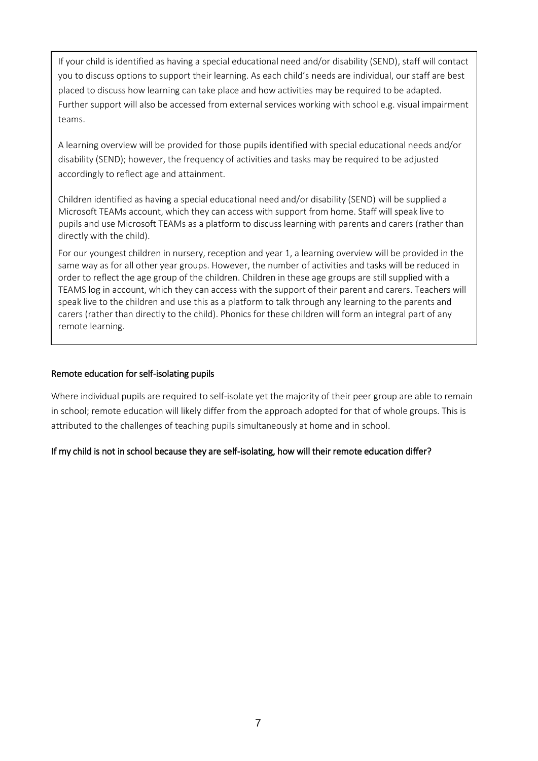If your child is identified as having a special educational need and/or disability (SEND), staff will contact you to discuss options to support their learning. As each child's needs are individual, our staff are best placed to discuss how learning can take place and how activities may be required to be adapted. Further support will also be accessed from external services working with school e.g. visual impairment teams.

A learning overview will be provided for those pupils identified with special educational needs and/or disability (SEND); however, the frequency of activities and tasks may be required to be adjusted accordingly to reflect age and attainment.

Children identified as having a special educational need and/or disability (SEND) will be supplied a Microsoft TEAMs account, which they can access with support from home. Staff will speak live to pupils and use Microsoft TEAMs as a platform to discuss learning with parents and carers (rather than directly with the child).

For our youngest children in nursery, reception and year 1, a learning overview will be provided in the same way as for all other year groups. However, the number of activities and tasks will be reduced in order to reflect the age group of the children. Children in these age groups are still supplied with a TEAMS log in account, which they can access with the support of their parent and carers. Teachers will speak live to the children and use this as a platform to talk through any learning to the parents and carers (rather than directly to the child). Phonics for these children will form an integral part of any remote learning.

## Remote education for self-isolating pupils

Where individual pupils are required to self-isolate yet the majority of their peer group are able to remain in school; remote education will likely differ from the approach adopted for that of whole groups. This is attributed to the challenges of teaching pupils simultaneously at home and in school.

### If my child is not in school because they are self-isolating, how will their remote education differ?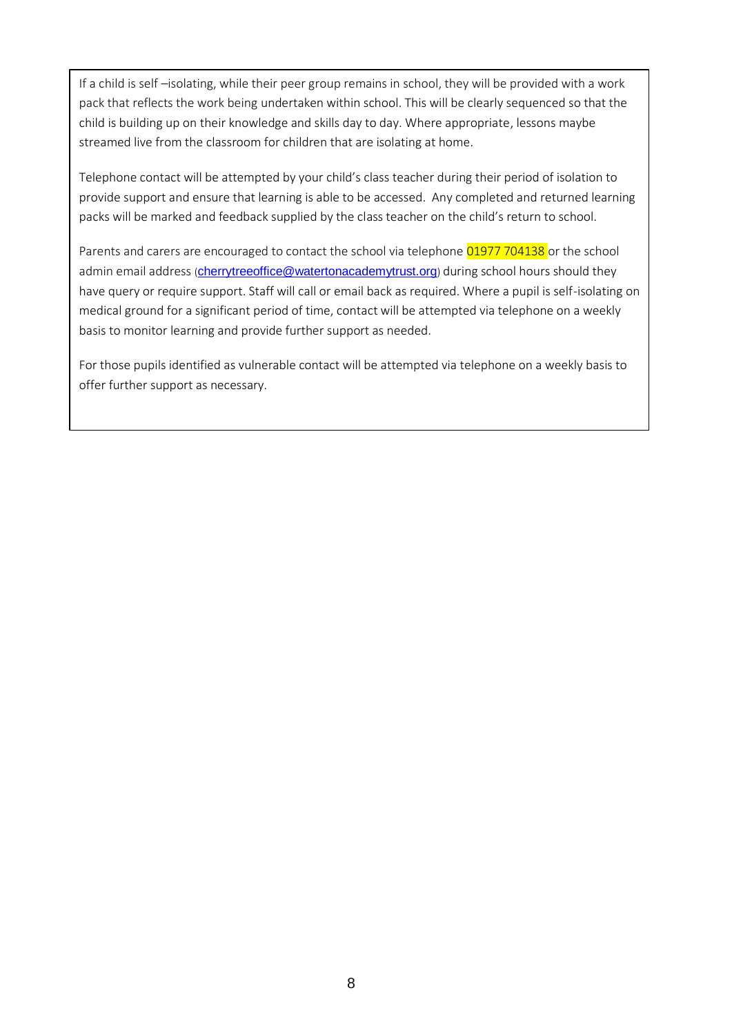If a child is self –isolating, while their peer group remains in school, they will be provided with a work pack that reflects the work being undertaken within school. This will be clearly sequenced so that the child is building up on their knowledge and skills day to day. Where appropriate, lessons maybe streamed live from the classroom for children that are isolating at home.

Telephone contact will be attempted by your child's class teacher during their period of isolation to provide support and ensure that learning is able to be accessed. Any completed and returned learning packs will be marked and feedback supplied by the class teacher on the child's return to school.

Parents and carers are encouraged to contact the school via telephone 01977 704138 or the school admin email address (cherrytreeoffice@watertonacademytrust.org) during school hours should they have query or require support. Staff will call or email back as required. Where a pupil is self-isolating on medical ground for a significant period of time, contact will be attempted via telephone on a weekly basis to monitor learning and provide further support as needed.

For those pupils identified as vulnerable contact will be attempted via telephone on a weekly basis to offer further support as necessary.